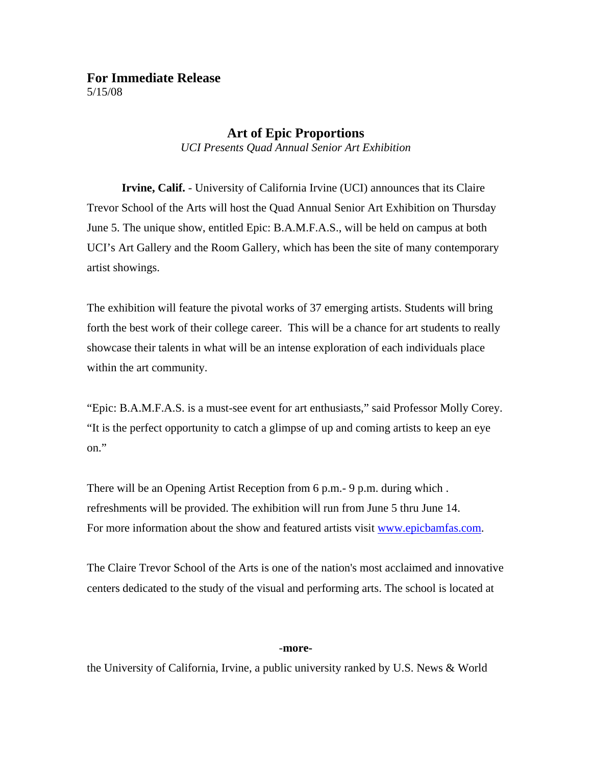**For Immediate Release**
5/15/08

## Art of Epic Proportions

*UCI Presents Quad Annual Senior Art Exhibition*

**Irvine, Calif.** - University of California Irvine (UCI) announces that its Claire Trevor School of the Arts will host the Quad Annual Senior Art Exhibition on Thursday June 5. The unique show, entitled Epic: B.A.M.F.A.S., will be held on campus at both UCI's Art Gallery and the Room Gallery, which has been the site of many contemporary artist showings.

The exhibition will feature the pivotal works of 37 emerging artists. Students will bring forth the best work of their college career. This will be a chance for art students to really showcase their talents in what will be an intense exploration of each individuals place within the art community.

"Epic: B.A.M.F.A.S. is a must-see event for art enthusiasts," said Professor Molly Corey. "It is the perfect opportunity to catch a glimpse of up and coming artists to keep an eye on."

There will be an Opening Artist Reception from 6 p.m.- 9 p.m. during which . refreshments will be provided. The exhibition will run from June 5 thru June 14. For more information about the show and featured artists visit [www.epicbamfas.com](http://www.epicbamfas.com).

The Claire Trevor School of the Arts is one of the nation's most acclaimed and innovative centers dedicated to the study of the visual and performing arts. The school is located at

**-more-**

the University of California, Irvine, a public university ranked by U.S. News & World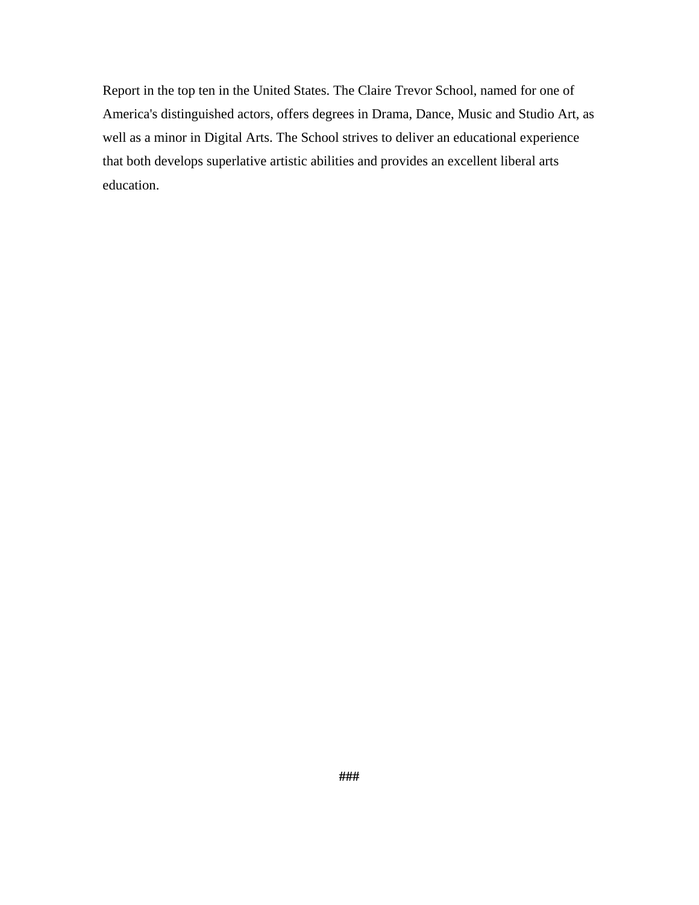Report in the top ten in the United States. The Claire Trevor School, named for one of America's distinguished actors, offers degrees in Drama, Dance, Music and Studio Art, as well as a minor in Digital Arts. The School strives to deliver an educational experience that both develops superlative artistic abilities and provides an excellent liberal arts education.

###